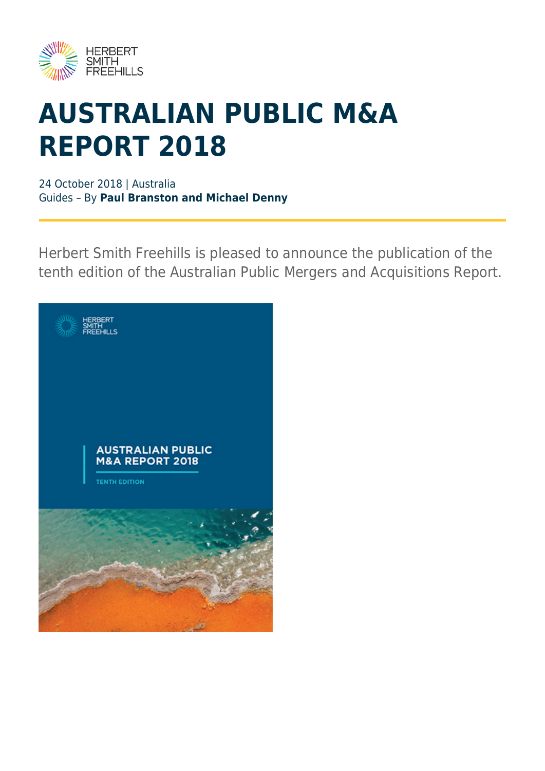# AUSTRALIAN PUBLIC M&A REPORT 2018

24 October 2018 | Australia
Guides – By **Paul Branston and Michael Denny**

Herbert Smith Freehills is pleased to announce the publication of the tenth edition of the Australian Public Mergers and Acquisitions Report.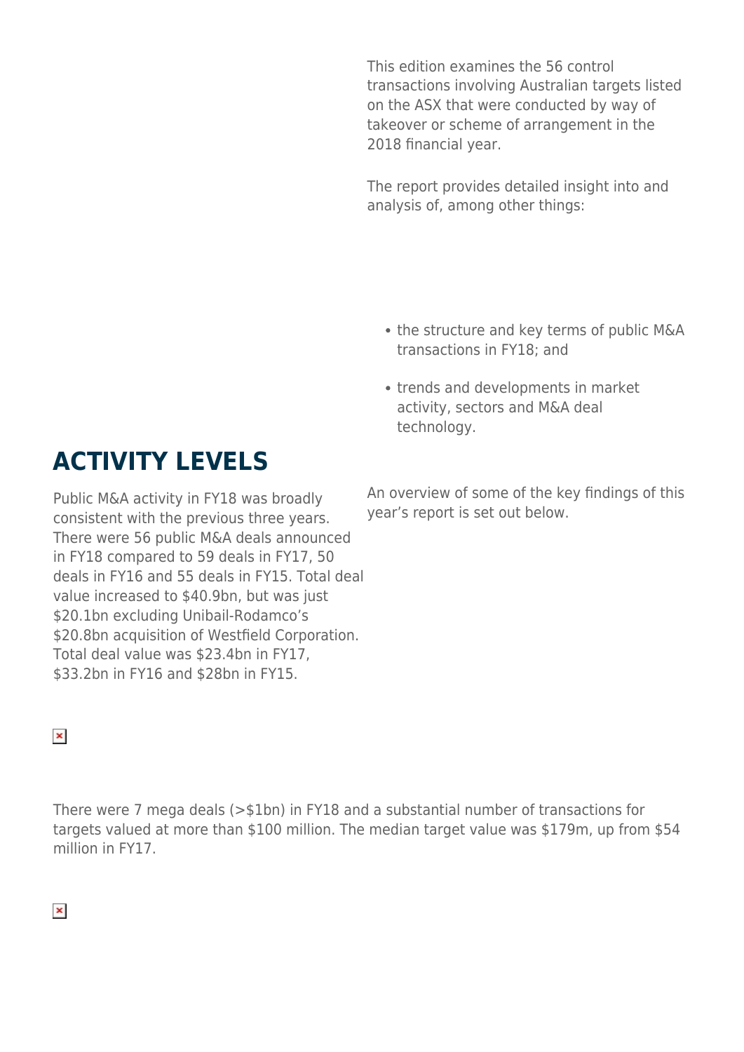This edition examines the 56 control transactions involving Australian targets listed on the ASX that were conducted by way of takeover or scheme of arrangement in the 2018 financial year.

The report provides detailed insight into and analysis of, among other things:

- the structure and key terms of public M&A transactions in FY18; and
- trends and developments in market activity, sectors and M&A deal technology.

An overview of some of the key findings of this year's report is set out below.

## ACTIVITY LEVELS

Public M&A activity in FY18 was broadly consistent with the previous three years. There were 56 public M&A deals announced in FY18 compared to 59 deals in FY17, 50 deals in FY16 and 55 deals in FY15. Total deal value increased to $40.9bn, but was just $20.1bn excluding Unibail-Rodamco's $20.8bn acquisition of Westfield Corporation. Total deal value was $23.4bn in FY17, $33.2bn in FY16 and $28bn in FY15.

There were 7 mega deals (>$1bn) in FY18 and a substantial number of transactions for targets valued at more than $100 million. The median target value was $179m, up from $54 million in FY17.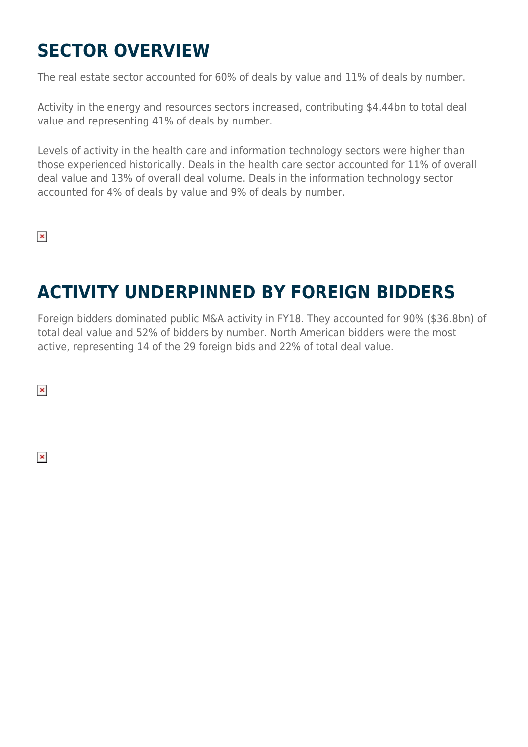## SECTOR OVERVIEW

The real estate sector accounted for 60% of deals by value and 11% of deals by number.

Activity in the energy and resources sectors increased, contributing $4.44bn to total deal value and representing 41% of deals by number.

Levels of activity in the health care and information technology sectors were higher than those experienced historically. Deals in the health care sector accounted for 11% of overall deal value and 13% of overall deal volume. Deals in the information technology sector accounted for 4% of deals by value and 9% of deals by number.

## ACTIVITY UNDERPINNED BY FOREIGN BIDDERS

Foreign bidders dominated public M&A activity in FY18. They accounted for 90% ($36.8bn) of total deal value and 52% of bidders by number. North American bidders were the most active, representing 14 of the 29 foreign bids and 22% of total deal value.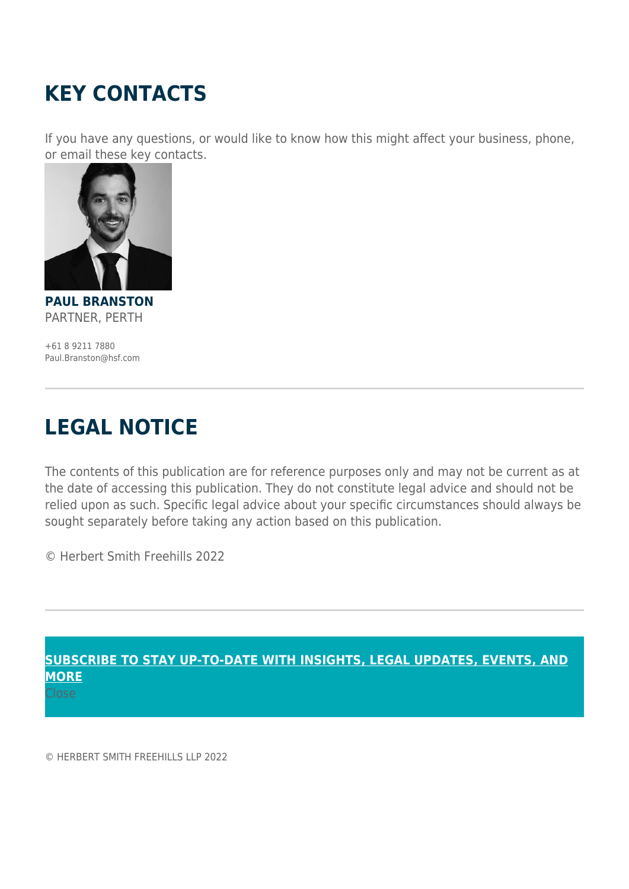## KEY CONTACTS

If you have any questions, or would like to know how this might affect your business, phone, or email these key contacts.

**PAUL BRANSTON**
PARTNER, PERTH

+61 8 9211 7880
Paul.Branston@hsf.com

## LEGAL NOTICE

The contents of this publication are for reference purposes only and may not be current as at the date of accessing this publication. They do not constitute legal advice and should not be relied upon as such. Specific legal advice about your specific circumstances should always be sought separately before taking any action based on this publication.

© Herbert Smith Freehills 2022

**SUBSCRIBE TO STAY UP-TO-DATE WITH INSIGHTS, LEGAL UPDATES, EVENTS, AND MORE**

Close

© HERBERT SMITH FREEHILLS LLP 2022